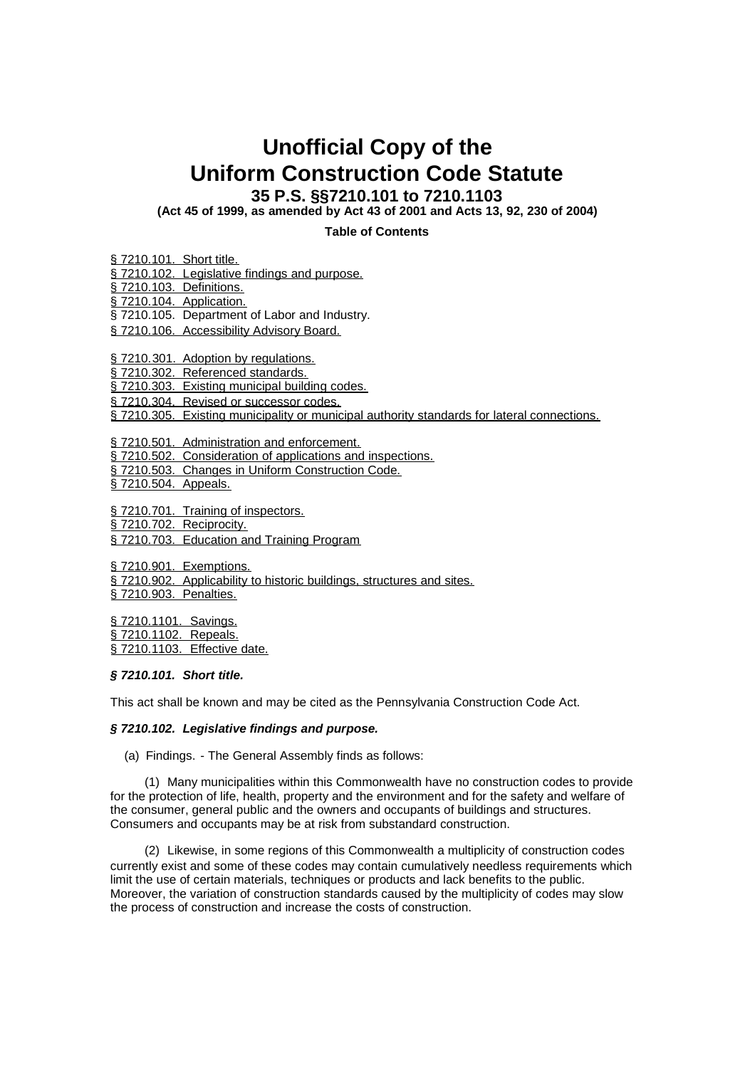# Unofficial Copy of the Uniform Construction Code Statute

## 35 P.S. §§7210.101 to 7210.1103

**(Act 45 of 1999, as amended by Act 43 of 2001 and Acts 13, 92, 230 of 2004)**

**Table of Contents**

§ 7210.101. Short title.
§ 7210.102. Legislative findings and purpose.
§ 7210.103. Definitions.
§ 7210.104. Application.
§ 7210.105. Department of Labor and Industry.
§ 7210.106. Accessibility Advisory Board.

§ 7210.301. Adoption by regulations.
§ 7210.302. Referenced standards.
§ 7210.303. Existing municipal building codes.
§ 7210.304. Revised or successor codes.
§ 7210.305. Existing municipality or municipal authority standards for lateral connections.

§ 7210.501. Administration and enforcement.
§ 7210.502. Consideration of applications and inspections.
§ 7210.503. Changes in Uniform Construction Code.
§ 7210.504. Appeals.

§ 7210.701. Training of inspectors.
§ 7210.702. Reciprocity.
§ 7210.703. Education and Training Program

§ 7210.901. Exemptions.
§ 7210.902. Applicability to historic buildings, structures and sites.
§ 7210.903. Penalties.

§ 7210.1101. Savings.
§ 7210.1102. Repeals.
§ 7210.1103. Effective date.

***§ 7210.101. Short title.***

This act shall be known and may be cited as the Pennsylvania Construction Code Act.

***§ 7210.102. Legislative findings and purpose.***

(a) Findings. - The General Assembly finds as follows:

(1) Many municipalities within this Commonwealth have no construction codes to provide for the protection of life, health, property and the environment and for the safety and welfare of the consumer, general public and the owners and occupants of buildings and structures. Consumers and occupants may be at risk from substandard construction.

(2) Likewise, in some regions of this Commonwealth a multiplicity of construction codes currently exist and some of these codes may contain cumulatively needless requirements which limit the use of certain materials, techniques or products and lack benefits to the public. Moreover, the variation of construction standards caused by the multiplicity of codes may slow the process of construction and increase the costs of construction.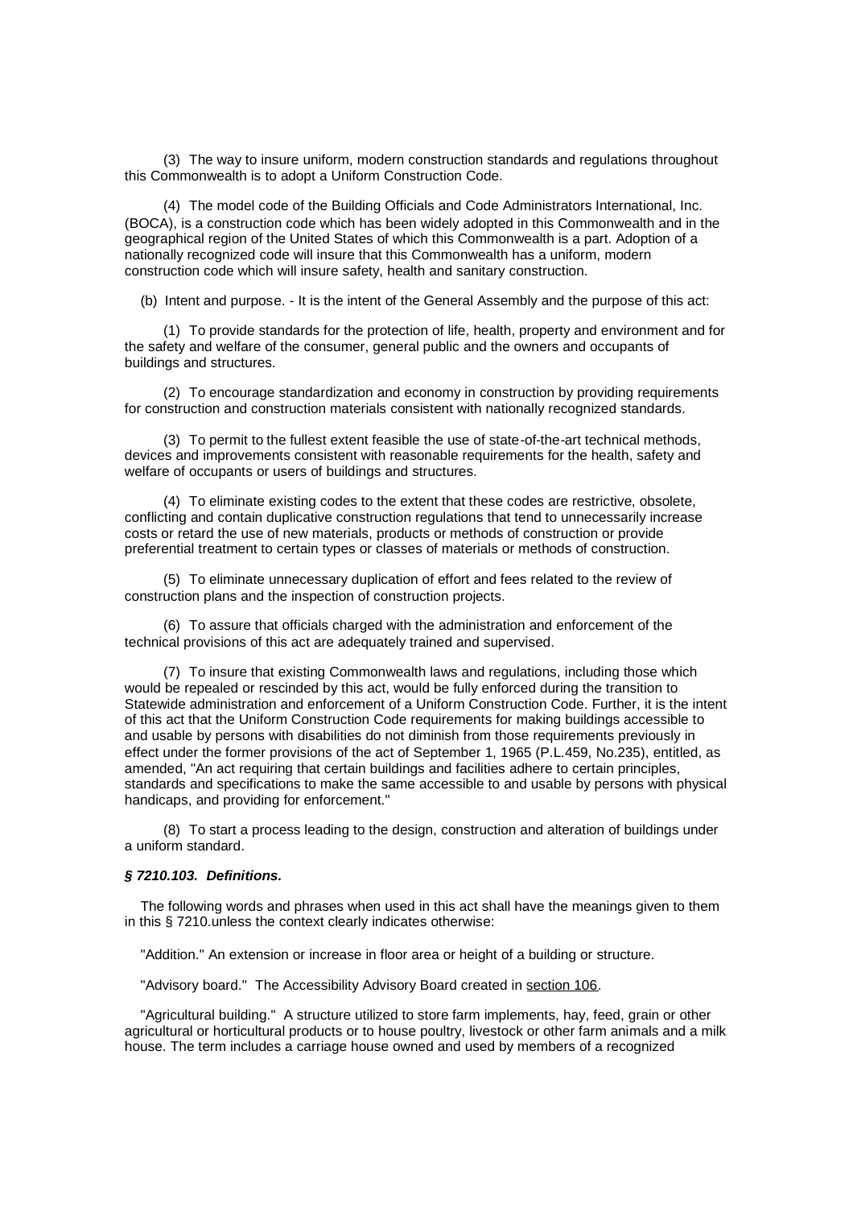(3) The way to insure uniform, modern construction standards and regulations throughout this Commonwealth is to adopt a Uniform Construction Code.

(4) The model code of the Building Officials and Code Administrators International, Inc. (BOCA), is a construction code which has been widely adopted in this Commonwealth and in the geographical region of the United States of which this Commonwealth is a part. Adoption of a nationally recognized code will insure that this Commonwealth has a uniform, modern construction code which will insure safety, health and sanitary construction.

(b) Intent and purpose. - It is the intent of the General Assembly and the purpose of this act:

(1) To provide standards for the protection of life, health, property and environment and for the safety and welfare of the consumer, general public and the owners and occupants of buildings and structures.

(2) To encourage standardization and economy in construction by providing requirements for construction and construction materials consistent with nationally recognized standards.

(3) To permit to the fullest extent feasible the use of state-of-the-art technical methods, devices and improvements consistent with reasonable requirements for the health, safety and welfare of occupants or users of buildings and structures.

(4) To eliminate existing codes to the extent that these codes are restrictive, obsolete, conflicting and contain duplicative construction regulations that tend to unnecessarily increase costs or retard the use of new materials, products or methods of construction or provide preferential treatment to certain types or classes of materials or methods of construction.

(5) To eliminate unnecessary duplication of effort and fees related to the review of construction plans and the inspection of construction projects.

(6) To assure that officials charged with the administration and enforcement of the technical provisions of this act are adequately trained and supervised.

(7) To insure that existing Commonwealth laws and regulations, including those which would be repealed or rescinded by this act, would be fully enforced during the transition to Statewide administration and enforcement of a Uniform Construction Code. Further, it is the intent of this act that the Uniform Construction Code requirements for making buildings accessible to and usable by persons with disabilities do not diminish from those requirements previously in effect under the former provisions of the act of September 1, 1965 (P.L.459, No.235), entitled, as amended, "An act requiring that certain buildings and facilities adhere to certain principles, standards and specifications to make the same accessible to and usable by persons with physical handicaps, and providing for enforcement."

(8) To start a process leading to the design, construction and alteration of buildings under a uniform standard.

### *§ 7210.103. Definitions.*

The following words and phrases when used in this act shall have the meanings given to them in this § 7210.unless the context clearly indicates otherwise:

"Addition." An extension or increase in floor area or height of a building or structure.

"Advisory board." The Accessibility Advisory Board created in section 106.

"Agricultural building." A structure utilized to store farm implements, hay, feed, grain or other agricultural or horticultural products or to house poultry, livestock or other farm animals and a milk house. The term includes a carriage house owned and used by members of a recognized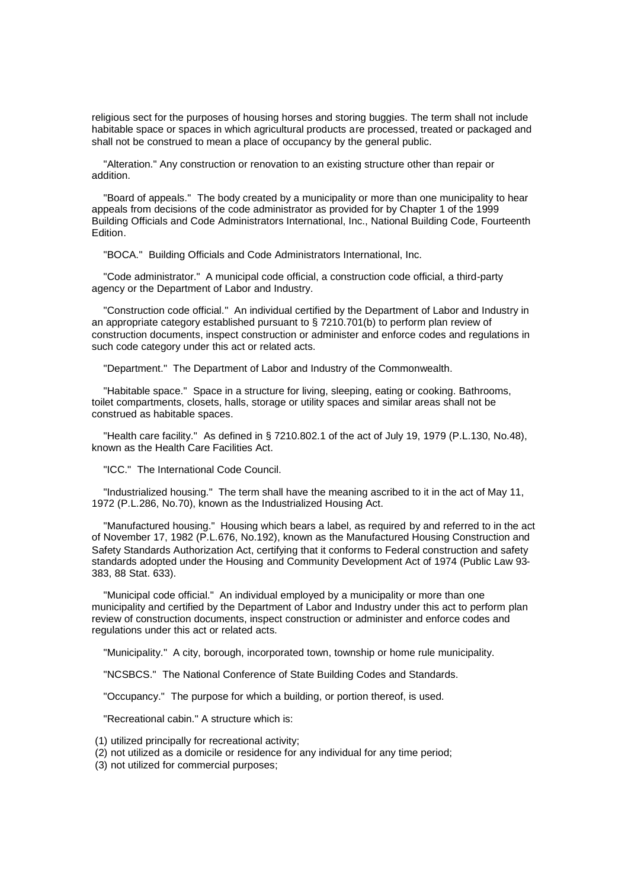religious sect for the purposes of housing horses and storing buggies. The term shall not include habitable space or spaces in which agricultural products are processed, treated or packaged and shall not be construed to mean a place of occupancy by the general public.

"Alteration." Any construction or renovation to an existing structure other than repair or addition.

"Board of appeals." The body created by a municipality or more than one municipality to hear appeals from decisions of the code administrator as provided for by Chapter 1 of the 1999 Building Officials and Code Administrators International, Inc., National Building Code, Fourteenth Edition.

"BOCA." Building Officials and Code Administrators International, Inc.

"Code administrator." A municipal code official, a construction code official, a third-party agency or the Department of Labor and Industry.

"Construction code official." An individual certified by the Department of Labor and Industry in an appropriate category established pursuant to § 7210.701(b) to perform plan review of construction documents, inspect construction or administer and enforce codes and regulations in such code category under this act or related acts.

"Department." The Department of Labor and Industry of the Commonwealth.

"Habitable space." Space in a structure for living, sleeping, eating or cooking. Bathrooms, toilet compartments, closets, halls, storage or utility spaces and similar areas shall not be construed as habitable spaces.

"Health care facility." As defined in § 7210.802.1 of the act of July 19, 1979 (P.L.130, No.48), known as the Health Care Facilities Act.

"ICC." The International Code Council.

"Industrialized housing." The term shall have the meaning ascribed to it in the act of May 11, 1972 (P.L.286, No.70), known as the Industrialized Housing Act.

"Manufactured housing." Housing which bears a label, as required by and referred to in the act of November 17, 1982 (P.L.676, No.192), known as the Manufactured Housing Construction and Safety Standards Authorization Act, certifying that it conforms to Federal construction and safety standards adopted under the Housing and Community Development Act of 1974 (Public Law 93-383, 88 Stat. 633).

"Municipal code official." An individual employed by a municipality or more than one municipality and certified by the Department of Labor and Industry under this act to perform plan review of construction documents, inspect construction or administer and enforce codes and regulations under this act or related acts.

"Municipality." A city, borough, incorporated town, township or home rule municipality.

"NCSBCS." The National Conference of State Building Codes and Standards.

"Occupancy." The purpose for which a building, or portion thereof, is used.

"Recreational cabin." A structure which is:

(1) utilized principally for recreational activity;
(2) not utilized as a domicile or residence for any individual for any time period;
(3) not utilized for commercial purposes;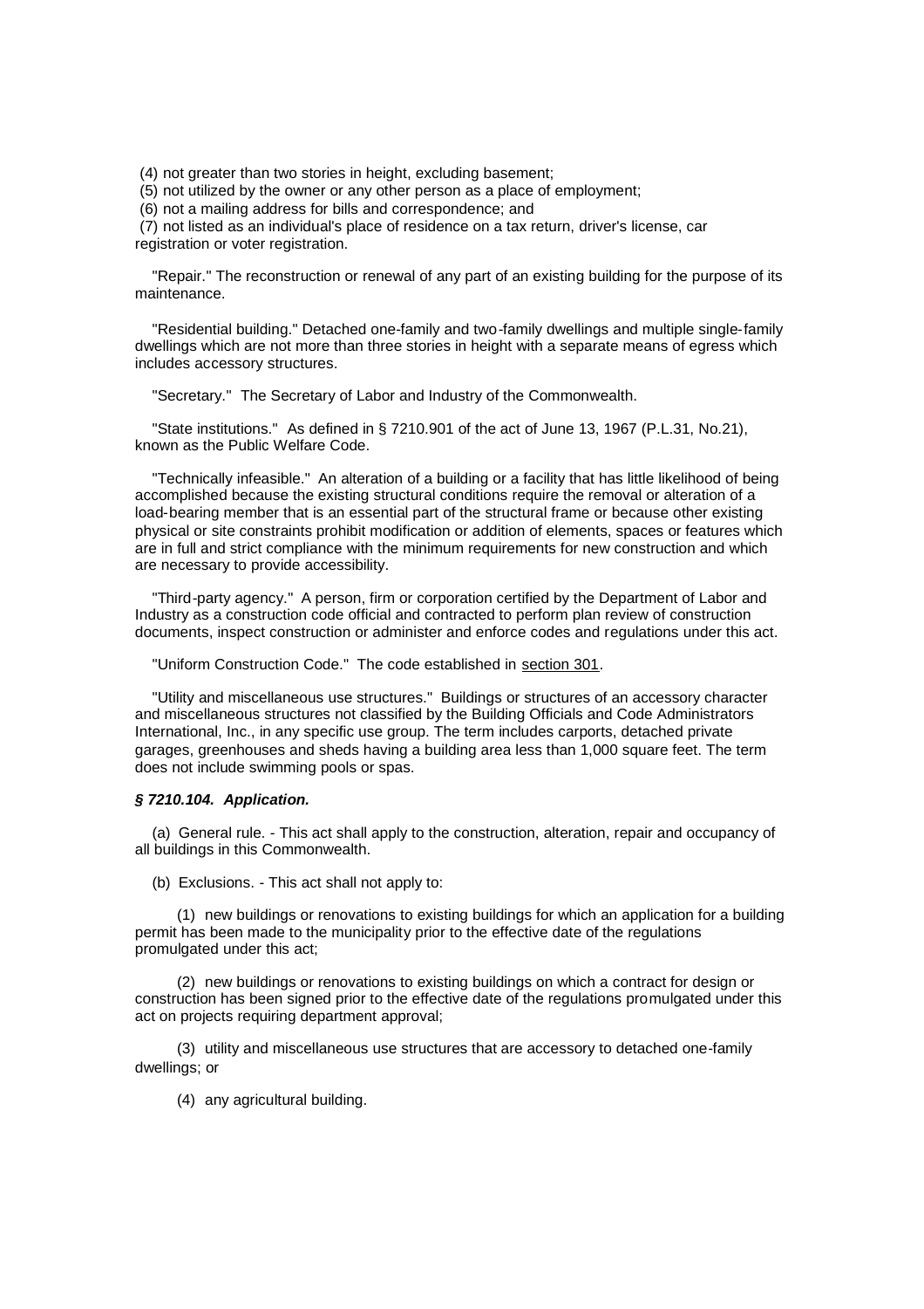(4) not greater than two stories in height, excluding basement;
(5) not utilized by the owner or any other person as a place of employment;
(6) not a mailing address for bills and correspondence; and
(7) not listed as an individual's place of residence on a tax return, driver's license, car registration or voter registration.

"Repair." The reconstruction or renewal of any part of an existing building for the purpose of its maintenance.

"Residential building." Detached one-family and two-family dwellings and multiple single-family dwellings which are not more than three stories in height with a separate means of egress which includes accessory structures.

"Secretary." The Secretary of Labor and Industry of the Commonwealth.

"State institutions." As defined in § 7210.901 of the act of June 13, 1967 (P.L.31, No.21), known as the Public Welfare Code.

"Technically infeasible." An alteration of a building or a facility that has little likelihood of being accomplished because the existing structural conditions require the removal or alteration of a load-bearing member that is an essential part of the structural frame or because other existing physical or site constraints prohibit modification or addition of elements, spaces or features which are in full and strict compliance with the minimum requirements for new construction and which are necessary to provide accessibility.

"Third-party agency." A person, firm or corporation certified by the Department of Labor and Industry as a construction code official and contracted to perform plan review of construction documents, inspect construction or administer and enforce codes and regulations under this act.

"Uniform Construction Code." The code established in section 301.

"Utility and miscellaneous use structures." Buildings or structures of an accessory character and miscellaneous structures not classified by the Building Officials and Code Administrators International, Inc., in any specific use group. The term includes carports, detached private garages, greenhouses and sheds having a building area less than 1,000 square feet. The term does not include swimming pools or spas.

***§ 7210.104. Application.***

(a) General rule. - This act shall apply to the construction, alteration, repair and occupancy of all buildings in this Commonwealth.

(b) Exclusions. - This act shall not apply to:

(1) new buildings or renovations to existing buildings for which an application for a building permit has been made to the municipality prior to the effective date of the regulations promulgated under this act;

(2) new buildings or renovations to existing buildings on which a contract for design or construction has been signed prior to the effective date of the regulations promulgated under this act on projects requiring department approval;

(3) utility and miscellaneous use structures that are accessory to detached one-family dwellings; or

(4) any agricultural building.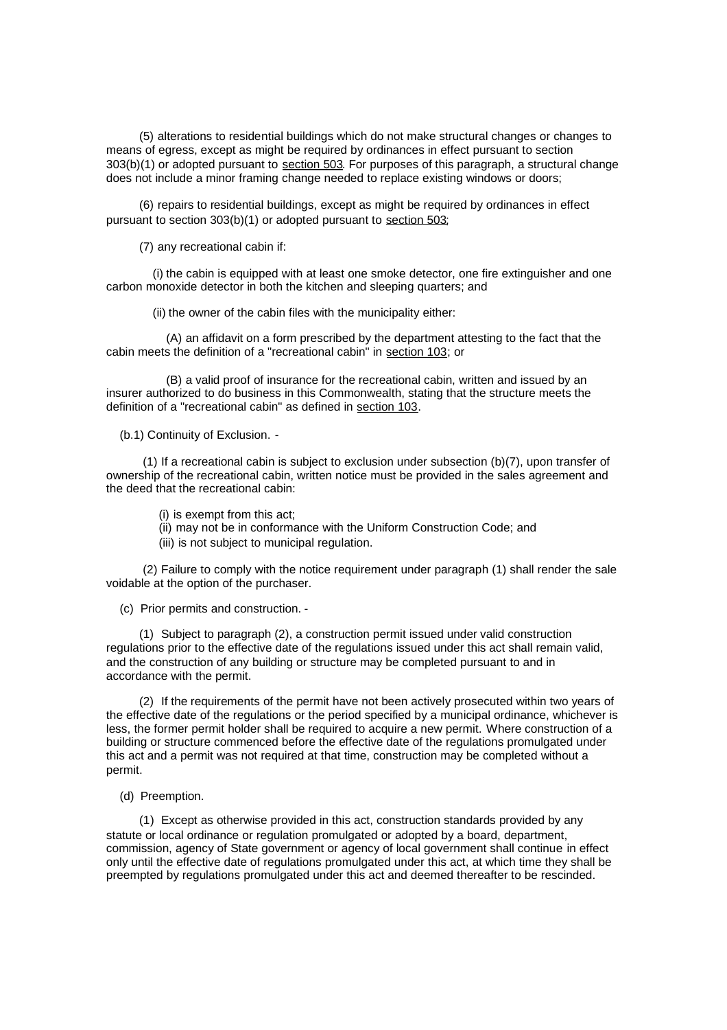(5) alterations to residential buildings which do not make structural changes or changes to means of egress, except as might be required by ordinances in effect pursuant to section 303(b)(1) or adopted pursuant to section 503. For purposes of this paragraph, a structural change does not include a minor framing change needed to replace existing windows or doors;

(6) repairs to residential buildings, except as might be required by ordinances in effect pursuant to section 303(b)(1) or adopted pursuant to section 503;

(7) any recreational cabin if:

(i) the cabin is equipped with at least one smoke detector, one fire extinguisher and one carbon monoxide detector in both the kitchen and sleeping quarters; and

(ii) the owner of the cabin files with the municipality either:

(A) an affidavit on a form prescribed by the department attesting to the fact that the cabin meets the definition of a "recreational cabin" in section 103; or

(B) a valid proof of insurance for the recreational cabin, written and issued by an insurer authorized to do business in this Commonwealth, stating that the structure meets the definition of a "recreational cabin" as defined in section 103.

(b.1) Continuity of Exclusion. -

(1) If a recreational cabin is subject to exclusion under subsection (b)(7), upon transfer of ownership of the recreational cabin, written notice must be provided in the sales agreement and the deed that the recreational cabin:

(i) is exempt from this act;
(ii) may not be in conformance with the Uniform Construction Code; and
(iii) is not subject to municipal regulation.

(2) Failure to comply with the notice requirement under paragraph (1) shall render the sale voidable at the option of the purchaser.

(c) Prior permits and construction. -

(1) Subject to paragraph (2), a construction permit issued under valid construction regulations prior to the effective date of the regulations issued under this act shall remain valid, and the construction of any building or structure may be completed pursuant to and in accordance with the permit.

(2) If the requirements of the permit have not been actively prosecuted within two years of the effective date of the regulations or the period specified by a municipal ordinance, whichever is less, the former permit holder shall be required to acquire a new permit. Where construction of a building or structure commenced before the effective date of the regulations promulgated under this act and a permit was not required at that time, construction may be completed without a permit.

(d) Preemption.

(1) Except as otherwise provided in this act, construction standards provided by any statute or local ordinance or regulation promulgated or adopted by a board, department, commission, agency of State government or agency of local government shall continue in effect only until the effective date of regulations promulgated under this act, at which time they shall be preempted by regulations promulgated under this act and deemed thereafter to be rescinded.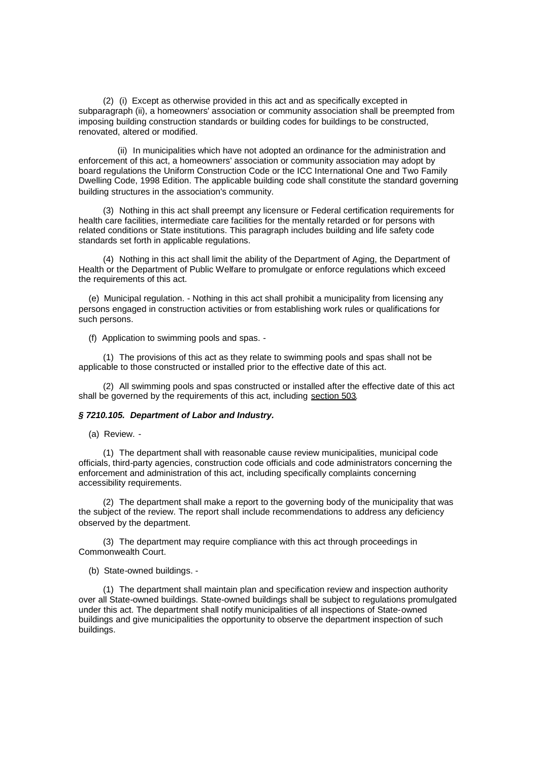(2) (i) Except as otherwise provided in this act and as specifically excepted in subparagraph (ii), a homeowners' association or community association shall be preempted from imposing building construction standards or building codes for buildings to be constructed, renovated, altered or modified.

(ii) In municipalities which have not adopted an ordinance for the administration and enforcement of this act, a homeowners' association or community association may adopt by board regulations the Uniform Construction Code or the ICC International One and Two Family Dwelling Code, 1998 Edition. The applicable building code shall constitute the standard governing building structures in the association's community.

(3) Nothing in this act shall preempt any licensure or Federal certification requirements for health care facilities, intermediate care facilities for the mentally retarded or for persons with related conditions or State institutions. This paragraph includes building and life safety code standards set forth in applicable regulations.

(4) Nothing in this act shall limit the ability of the Department of Aging, the Department of Health or the Department of Public Welfare to promulgate or enforce regulations which exceed the requirements of this act.

(e) Municipal regulation. - Nothing in this act shall prohibit a municipality from licensing any persons engaged in construction activities or from establishing work rules or qualifications for such persons.

(f) Application to swimming pools and spas. -

(1) The provisions of this act as they relate to swimming pools and spas shall not be applicable to those constructed or installed prior to the effective date of this act.

(2) All swimming pools and spas constructed or installed after the effective date of this act shall be governed by the requirements of this act, including section 503.

### *§ 7210.105. Department of Labor and Industry.*

(a) Review. -

(1) The department shall with reasonable cause review municipalities, municipal code officials, third-party agencies, construction code officials and code administrators concerning the enforcement and administration of this act, including specifically complaints concerning accessibility requirements.

(2) The department shall make a report to the governing body of the municipality that was the subject of the review. The report shall include recommendations to address any deficiency observed by the department.

(3) The department may require compliance with this act through proceedings in Commonwealth Court.

(b) State-owned buildings. -

(1) The department shall maintain plan and specification review and inspection authority over all State-owned buildings. State-owned buildings shall be subject to regulations promulgated under this act. The department shall notify municipalities of all inspections of State-owned buildings and give municipalities the opportunity to observe the department inspection of such buildings.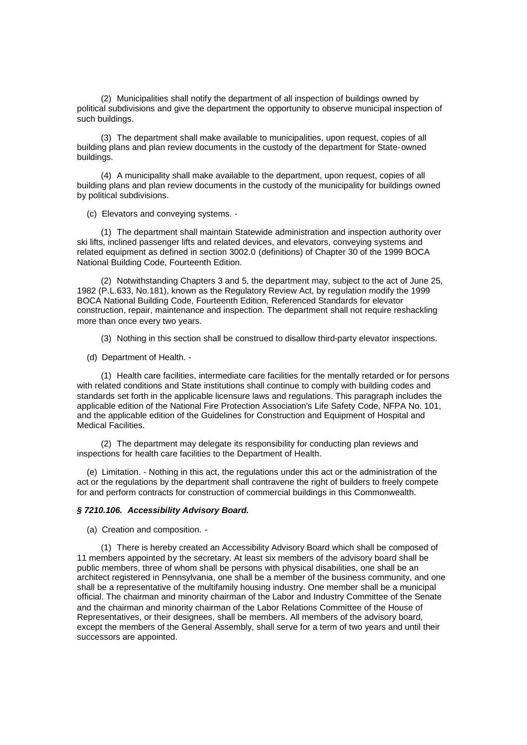(2) Municipalities shall notify the department of all inspection of buildings owned by political subdivisions and give the department the opportunity to observe municipal inspection of such buildings.

(3) The department shall make available to municipalities, upon request, copies of all building plans and plan review documents in the custody of the department for State-owned buildings.

(4) A municipality shall make available to the department, upon request, copies of all building plans and plan review documents in the custody of the municipality for buildings owned by political subdivisions.

(c) Elevators and conveying systems. -

(1) The department shall maintain Statewide administration and inspection authority over ski lifts, inclined passenger lifts and related devices, and elevators, conveying systems and related equipment as defined in section 3002.0 (definitions) of Chapter 30 of the 1999 BOCA National Building Code, Fourteenth Edition.

(2) Notwithstanding Chapters 3 and 5, the department may, subject to the act of June 25, 1982 (P.L.633, No.181), known as the Regulatory Review Act, by regulation modify the 1999 BOCA National Building Code, Fourteenth Edition, Referenced Standards for elevator construction, repair, maintenance and inspection. The department shall not require reshackling more than once every two years.

(3) Nothing in this section shall be construed to disallow third-party elevator inspections.

(d) Department of Health. -

(1) Health care facilities, intermediate care facilities for the mentally retarded or for persons with related conditions and State institutions shall continue to comply with building codes and standards set forth in the applicable licensure laws and regulations. This paragraph includes the applicable edition of the National Fire Protection Association's Life Safety Code, NFPA No. 101, and the applicable edition of the Guidelines for Construction and Equipment of Hospital and Medical Facilities.

(2) The department may delegate its responsibility for conducting plan reviews and inspections for health care facilities to the Department of Health.

(e) Limitation. - Nothing in this act, the regulations under this act or the administration of the act or the regulations by the department shall contravene the right of builders to freely compete for and perform contracts for construction of commercial buildings in this Commonwealth.

***§ 7210.106. Accessibility Advisory Board.***

(a) Creation and composition. -

(1) There is hereby created an Accessibility Advisory Board which shall be composed of 11 members appointed by the secretary. At least six members of the advisory board shall be public members, three of whom shall be persons with physical disabilities, one shall be an architect registered in Pennsylvania, one shall be a member of the business community, and one shall be a representative of the multifamily housing industry. One member shall be a municipal official. The chairman and minority chairman of the Labor and Industry Committee of the Senate and the chairman and minority chairman of the Labor Relations Committee of the House of Representatives, or their designees, shall be members. All members of the advisory board, except the members of the General Assembly, shall serve for a term of two years and until their successors are appointed.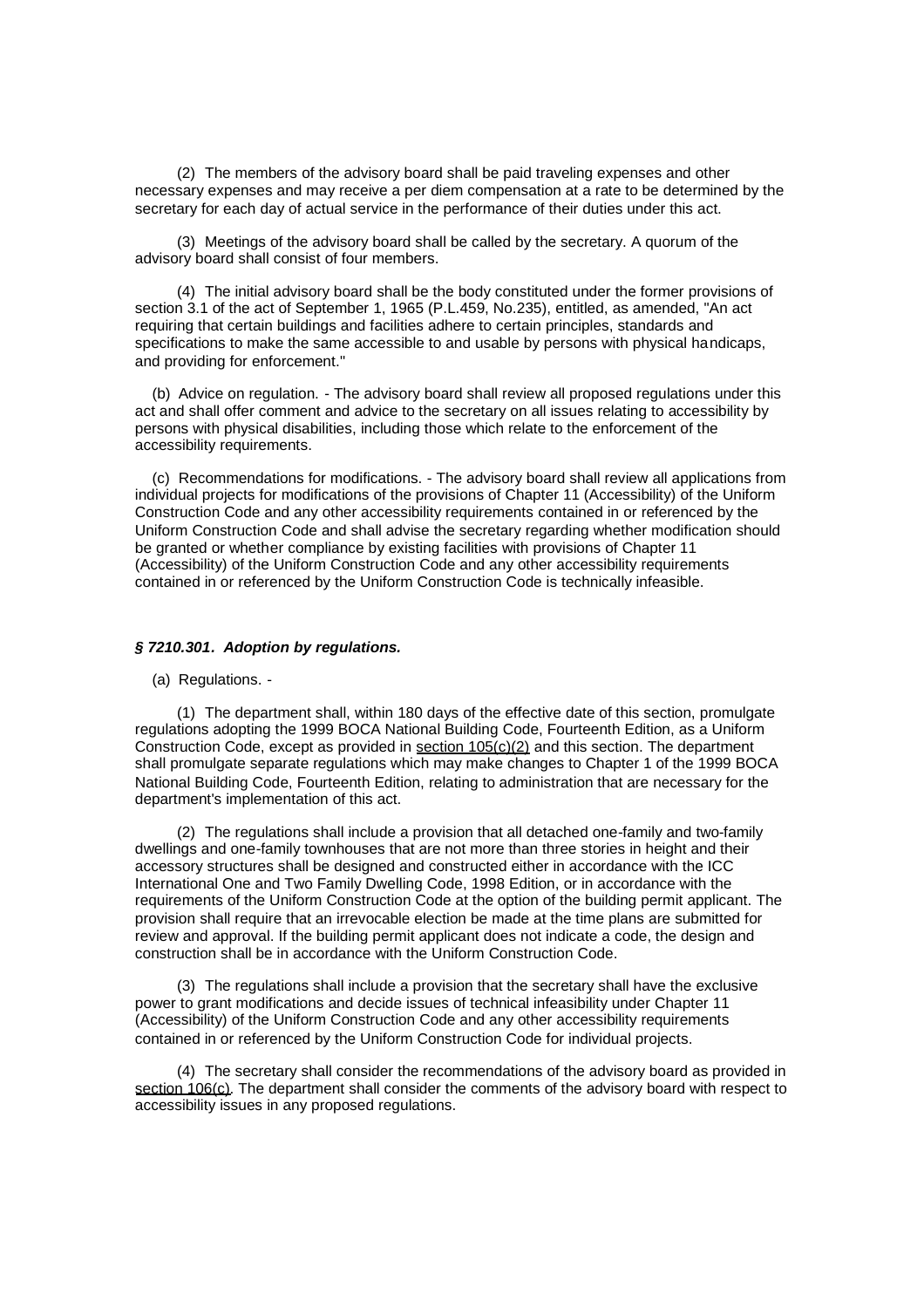(2) The members of the advisory board shall be paid traveling expenses and other necessary expenses and may receive a per diem compensation at a rate to be determined by the secretary for each day of actual service in the performance of their duties under this act.

(3) Meetings of the advisory board shall be called by the secretary. A quorum of the advisory board shall consist of four members.

(4) The initial advisory board shall be the body constituted under the former provisions of section 3.1 of the act of September 1, 1965 (P.L.459, No.235), entitled, as amended, "An act requiring that certain buildings and facilities adhere to certain principles, standards and specifications to make the same accessible to and usable by persons with physical handicaps, and providing for enforcement."

(b) Advice on regulation. - The advisory board shall review all proposed regulations under this act and shall offer comment and advice to the secretary on all issues relating to accessibility by persons with physical disabilities, including those which relate to the enforcement of the accessibility requirements.

(c) Recommendations for modifications. - The advisory board shall review all applications from individual projects for modifications of the provisions of Chapter 11 (Accessibility) of the Uniform Construction Code and any other accessibility requirements contained in or referenced by the Uniform Construction Code and shall advise the secretary regarding whether modification should be granted or whether compliance by existing facilities with provisions of Chapter 11 (Accessibility) of the Uniform Construction Code and any other accessibility requirements contained in or referenced by the Uniform Construction Code is technically infeasible.

***§ 7210.301. Adoption by regulations.***

(a) Regulations. -

(1) The department shall, within 180 days of the effective date of this section, promulgate regulations adopting the 1999 BOCA National Building Code, Fourteenth Edition, as a Uniform Construction Code, except as provided in section 105(c)(2) and this section. The department shall promulgate separate regulations which may make changes to Chapter 1 of the 1999 BOCA National Building Code, Fourteenth Edition, relating to administration that are necessary for the department's implementation of this act.

(2) The regulations shall include a provision that all detached one-family and two-family dwellings and one-family townhouses that are not more than three stories in height and their accessory structures shall be designed and constructed either in accordance with the ICC International One and Two Family Dwelling Code, 1998 Edition, or in accordance with the requirements of the Uniform Construction Code at the option of the building permit applicant. The provision shall require that an irrevocable election be made at the time plans are submitted for review and approval. If the building permit applicant does not indicate a code, the design and construction shall be in accordance with the Uniform Construction Code.

(3) The regulations shall include a provision that the secretary shall have the exclusive power to grant modifications and decide issues of technical infeasibility under Chapter 11 (Accessibility) of the Uniform Construction Code and any other accessibility requirements contained in or referenced by the Uniform Construction Code for individual projects.

(4) The secretary shall consider the recommendations of the advisory board as provided in section 106(c). The department shall consider the comments of the advisory board with respect to accessibility issues in any proposed regulations.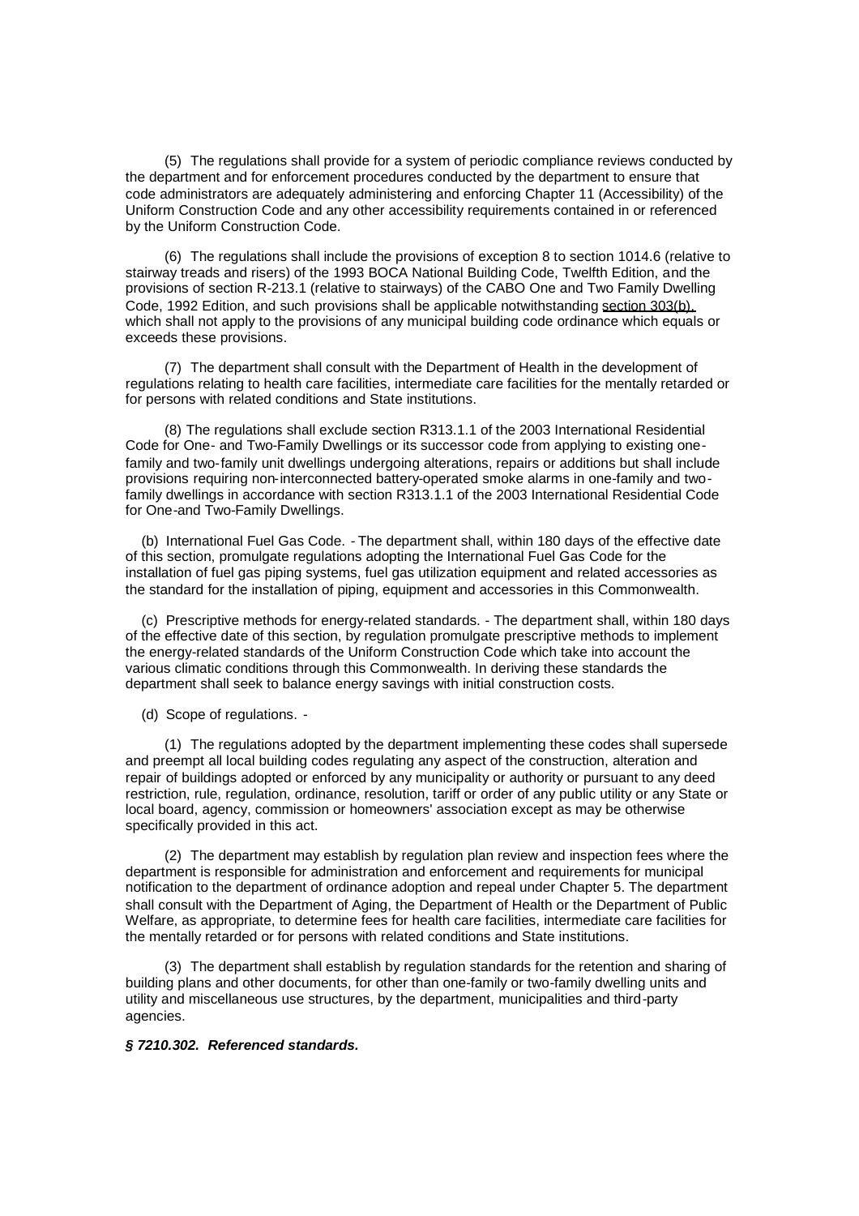(5) The regulations shall provide for a system of periodic compliance reviews conducted by the department and for enforcement procedures conducted by the department to ensure that code administrators are adequately administering and enforcing Chapter 11 (Accessibility) of the Uniform Construction Code and any other accessibility requirements contained in or referenced by the Uniform Construction Code.

(6) The regulations shall include the provisions of exception 8 to section 1014.6 (relative to stairway treads and risers) of the 1993 BOCA National Building Code, Twelfth Edition, and the provisions of section R-213.1 (relative to stairways) of the CABO One and Two Family Dwelling Code, 1992 Edition, and such provisions shall be applicable notwithstanding section 303(b), which shall not apply to the provisions of any municipal building code ordinance which equals or exceeds these provisions.

(7) The department shall consult with the Department of Health in the development of regulations relating to health care facilities, intermediate care facilities for the mentally retarded or for persons with related conditions and State institutions.

(8) The regulations shall exclude section R313.1.1 of the 2003 International Residential Code for One- and Two-Family Dwellings or its successor code from applying to existing one-family and two-family unit dwellings undergoing alterations, repairs or additions but shall include provisions requiring non-interconnected battery-operated smoke alarms in one-family and two-family dwellings in accordance with section R313.1.1 of the 2003 International Residential Code for One-and Two-Family Dwellings.

(b) International Fuel Gas Code. - The department shall, within 180 days of the effective date of this section, promulgate regulations adopting the International Fuel Gas Code for the installation of fuel gas piping systems, fuel gas utilization equipment and related accessories as the standard for the installation of piping, equipment and accessories in this Commonwealth.

(c) Prescriptive methods for energy-related standards. - The department shall, within 180 days of the effective date of this section, by regulation promulgate prescriptive methods to implement the energy-related standards of the Uniform Construction Code which take into account the various climatic conditions through this Commonwealth. In deriving these standards the department shall seek to balance energy savings with initial construction costs.

(d) Scope of regulations. -

(1) The regulations adopted by the department implementing these codes shall supersede and preempt all local building codes regulating any aspect of the construction, alteration and repair of buildings adopted or enforced by any municipality or authority or pursuant to any deed restriction, rule, regulation, ordinance, resolution, tariff or order of any public utility or any State or local board, agency, commission or homeowners' association except as may be otherwise specifically provided in this act.

(2) The department may establish by regulation plan review and inspection fees where the department is responsible for administration and enforcement and requirements for municipal notification to the department of ordinance adoption and repeal under Chapter 5. The department shall consult with the Department of Aging, the Department of Health or the Department of Public Welfare, as appropriate, to determine fees for health care facilities, intermediate care facilities for the mentally retarded or for persons with related conditions and State institutions.

(3) The department shall establish by regulation standards for the retention and sharing of building plans and other documents, for other than one-family or two-family dwelling units and utility and miscellaneous use structures, by the department, municipalities and third-party agencies.

***§ 7210.302. Referenced standards.***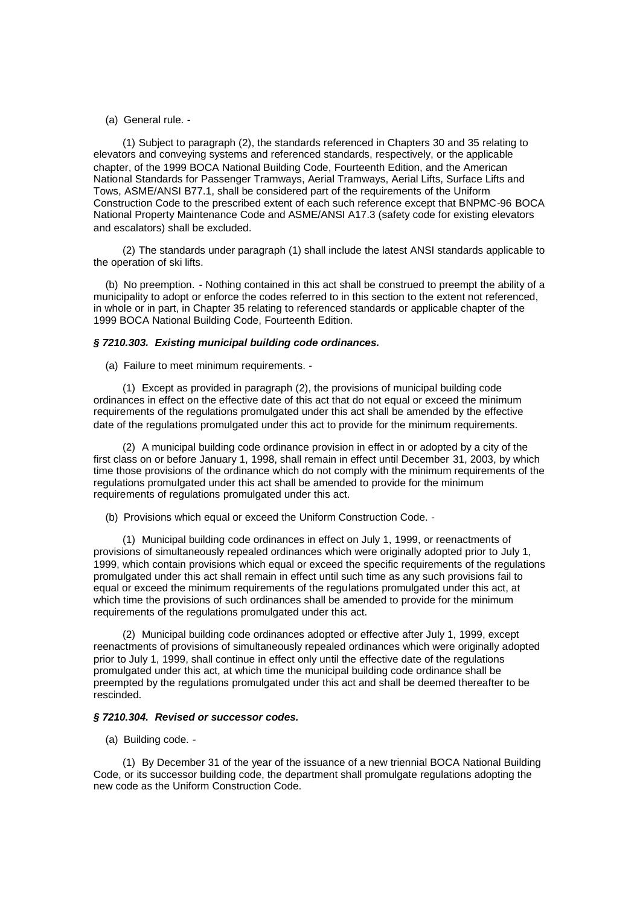(a) General rule. -

(1) Subject to paragraph (2), the standards referenced in Chapters 30 and 35 relating to elevators and conveying systems and referenced standards, respectively, or the applicable chapter, of the 1999 BOCA National Building Code, Fourteenth Edition, and the American National Standards for Passenger Tramways, Aerial Tramways, Aerial Lifts, Surface Lifts and Tows, ASME/ANSI B77.1, shall be considered part of the requirements of the Uniform Construction Code to the prescribed extent of each such reference except that BNPMC-96 BOCA National Property Maintenance Code and ASME/ANSI A17.3 (safety code for existing elevators and escalators) shall be excluded.

(2) The standards under paragraph (1) shall include the latest ANSI standards applicable to the operation of ski lifts.

(b) No preemption. - Nothing contained in this act shall be construed to preempt the ability of a municipality to adopt or enforce the codes referred to in this section to the extent not referenced, in whole or in part, in Chapter 35 relating to referenced standards or applicable chapter of the 1999 BOCA National Building Code, Fourteenth Edition.

***§ 7210.303. Existing municipal building code ordinances.***

(a) Failure to meet minimum requirements. -

(1) Except as provided in paragraph (2), the provisions of municipal building code ordinances in effect on the effective date of this act that do not equal or exceed the minimum requirements of the regulations promulgated under this act shall be amended by the effective date of the regulations promulgated under this act to provide for the minimum requirements.

(2) A municipal building code ordinance provision in effect in or adopted by a city of the first class on or before January 1, 1998, shall remain in effect until December 31, 2003, by which time those provisions of the ordinance which do not comply with the minimum requirements of the regulations promulgated under this act shall be amended to provide for the minimum requirements of regulations promulgated under this act.

(b) Provisions which equal or exceed the Uniform Construction Code. -

(1) Municipal building code ordinances in effect on July 1, 1999, or reenactments of provisions of simultaneously repealed ordinances which were originally adopted prior to July 1, 1999, which contain provisions which equal or exceed the specific requirements of the regulations promulgated under this act shall remain in effect until such time as any such provisions fail to equal or exceed the minimum requirements of the regulations promulgated under this act, at which time the provisions of such ordinances shall be amended to provide for the minimum requirements of the regulations promulgated under this act.

(2) Municipal building code ordinances adopted or effective after July 1, 1999, except reenactments of provisions of simultaneously repealed ordinances which were originally adopted prior to July 1, 1999, shall continue in effect only until the effective date of the regulations promulgated under this act, at which time the municipal building code ordinance shall be preempted by the regulations promulgated under this act and shall be deemed thereafter to be rescinded.

***§ 7210.304. Revised or successor codes.***

(a) Building code. -

(1) By December 31 of the year of the issuance of a new triennial BOCA National Building Code, or its successor building code, the department shall promulgate regulations adopting the new code as the Uniform Construction Code.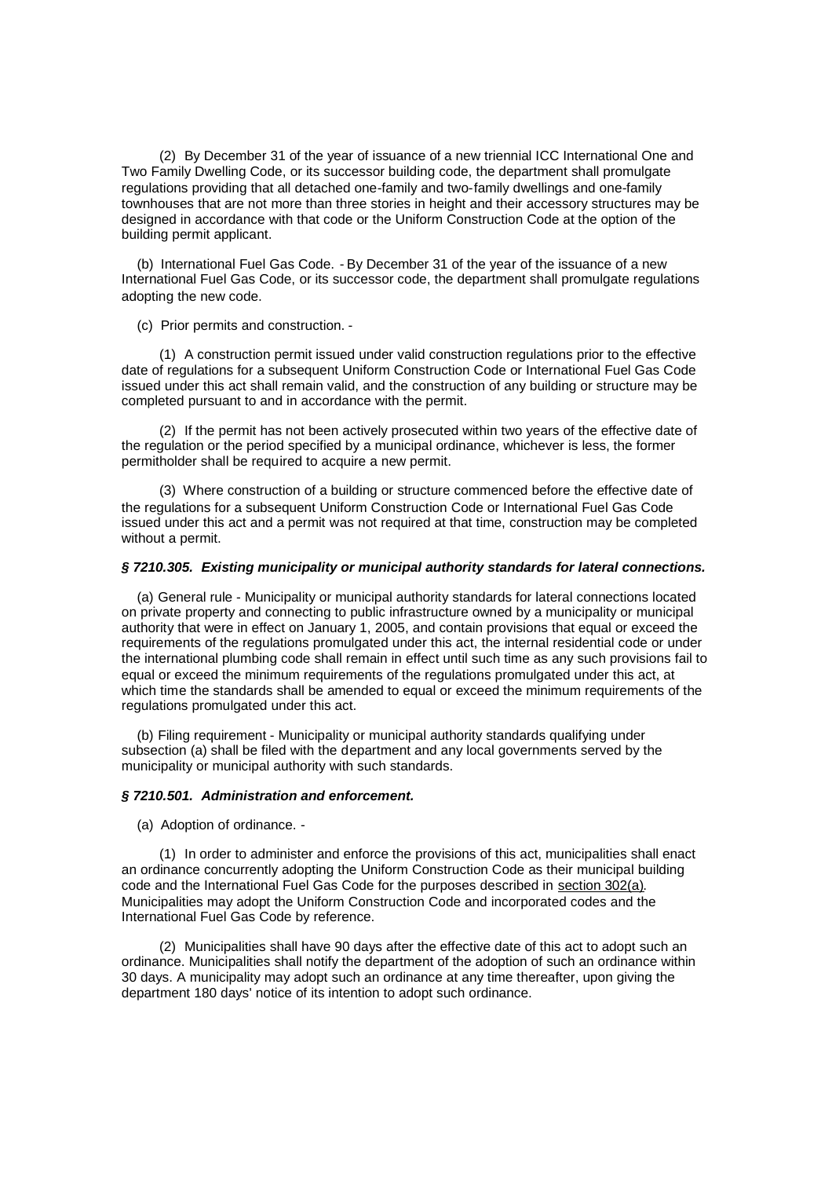(2) By December 31 of the year of issuance of a new triennial ICC International One and Two Family Dwelling Code, or its successor building code, the department shall promulgate regulations providing that all detached one-family and two-family dwellings and one-family townhouses that are not more than three stories in height and their accessory structures may be designed in accordance with that code or the Uniform Construction Code at the option of the building permit applicant.

(b) International Fuel Gas Code. - By December 31 of the year of the issuance of a new International Fuel Gas Code, or its successor code, the department shall promulgate regulations adopting the new code.

(c) Prior permits and construction. -

(1) A construction permit issued under valid construction regulations prior to the effective date of regulations for a subsequent Uniform Construction Code or International Fuel Gas Code issued under this act shall remain valid, and the construction of any building or structure may be completed pursuant to and in accordance with the permit.

(2) If the permit has not been actively prosecuted within two years of the effective date of the regulation or the period specified by a municipal ordinance, whichever is less, the former permitholder shall be required to acquire a new permit.

(3) Where construction of a building or structure commenced before the effective date of the regulations for a subsequent Uniform Construction Code or International Fuel Gas Code issued under this act and a permit was not required at that time, construction may be completed without a permit.

***§ 7210.305. Existing municipality or municipal authority standards for lateral connections.***

(a) General rule - Municipality or municipal authority standards for lateral connections located on private property and connecting to public infrastructure owned by a municipality or municipal authority that were in effect on January 1, 2005, and contain provisions that equal or exceed the requirements of the regulations promulgated under this act, the internal residential code or under the international plumbing code shall remain in effect until such time as any such provisions fail to equal or exceed the minimum requirements of the regulations promulgated under this act, at which time the standards shall be amended to equal or exceed the minimum requirements of the regulations promulgated under this act.

(b) Filing requirement - Municipality or municipal authority standards qualifying under subsection (a) shall be filed with the department and any local governments served by the municipality or municipal authority with such standards.

***§ 7210.501. Administration and enforcement.***

(a) Adoption of ordinance. -

(1) In order to administer and enforce the provisions of this act, municipalities shall enact an ordinance concurrently adopting the Uniform Construction Code as their municipal building code and the International Fuel Gas Code for the purposes described in section 302(a). Municipalities may adopt the Uniform Construction Code and incorporated codes and the International Fuel Gas Code by reference.

(2) Municipalities shall have 90 days after the effective date of this act to adopt such an ordinance. Municipalities shall notify the department of the adoption of such an ordinance within 30 days. A municipality may adopt such an ordinance at any time thereafter, upon giving the department 180 days' notice of its intention to adopt such ordinance.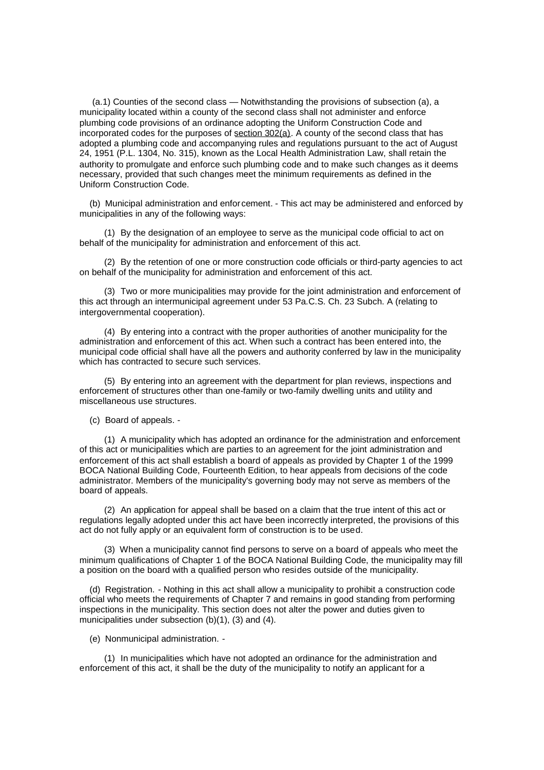(a.1) Counties of the second class — Notwithstanding the provisions of subsection (a), a municipality located within a county of the second class shall not administer and enforce plumbing code provisions of an ordinance adopting the Uniform Construction Code and incorporated codes for the purposes of section 302(a). A county of the second class that has adopted a plumbing code and accompanying rules and regulations pursuant to the act of August 24, 1951 (P.L. 1304, No. 315), known as the Local Health Administration Law, shall retain the authority to promulgate and enforce such plumbing code and to make such changes as it deems necessary, provided that such changes meet the minimum requirements as defined in the Uniform Construction Code.

(b) Municipal administration and enforcement. - This act may be administered and enforced by municipalities in any of the following ways:

(1) By the designation of an employee to serve as the municipal code official to act on behalf of the municipality for administration and enforcement of this act.

(2) By the retention of one or more construction code officials or third-party agencies to act on behalf of the municipality for administration and enforcement of this act.

(3) Two or more municipalities may provide for the joint administration and enforcement of this act through an intermunicipal agreement under 53 Pa.C.S. Ch. 23 Subch. A (relating to intergovernmental cooperation).

(4) By entering into a contract with the proper authorities of another municipality for the administration and enforcement of this act. When such a contract has been entered into, the municipal code official shall have all the powers and authority conferred by law in the municipality which has contracted to secure such services.

(5) By entering into an agreement with the department for plan reviews, inspections and enforcement of structures other than one-family or two-family dwelling units and utility and miscellaneous use structures.

(c) Board of appeals. -

(1) A municipality which has adopted an ordinance for the administration and enforcement of this act or municipalities which are parties to an agreement for the joint administration and enforcement of this act shall establish a board of appeals as provided by Chapter 1 of the 1999 BOCA National Building Code, Fourteenth Edition, to hear appeals from decisions of the code administrator. Members of the municipality's governing body may not serve as members of the board of appeals.

(2) An application for appeal shall be based on a claim that the true intent of this act or regulations legally adopted under this act have been incorrectly interpreted, the provisions of this act do not fully apply or an equivalent form of construction is to be used.

(3) When a municipality cannot find persons to serve on a board of appeals who meet the minimum qualifications of Chapter 1 of the BOCA National Building Code, the municipality may fill a position on the board with a qualified person who resides outside of the municipality.

(d) Registration. - Nothing in this act shall allow a municipality to prohibit a construction code official who meets the requirements of Chapter 7 and remains in good standing from performing inspections in the municipality. This section does not alter the power and duties given to municipalities under subsection (b)(1), (3) and (4).

(e) Nonmunicipal administration. -

(1) In municipalities which have not adopted an ordinance for the administration and enforcement of this act, it shall be the duty of the municipality to notify an applicant for a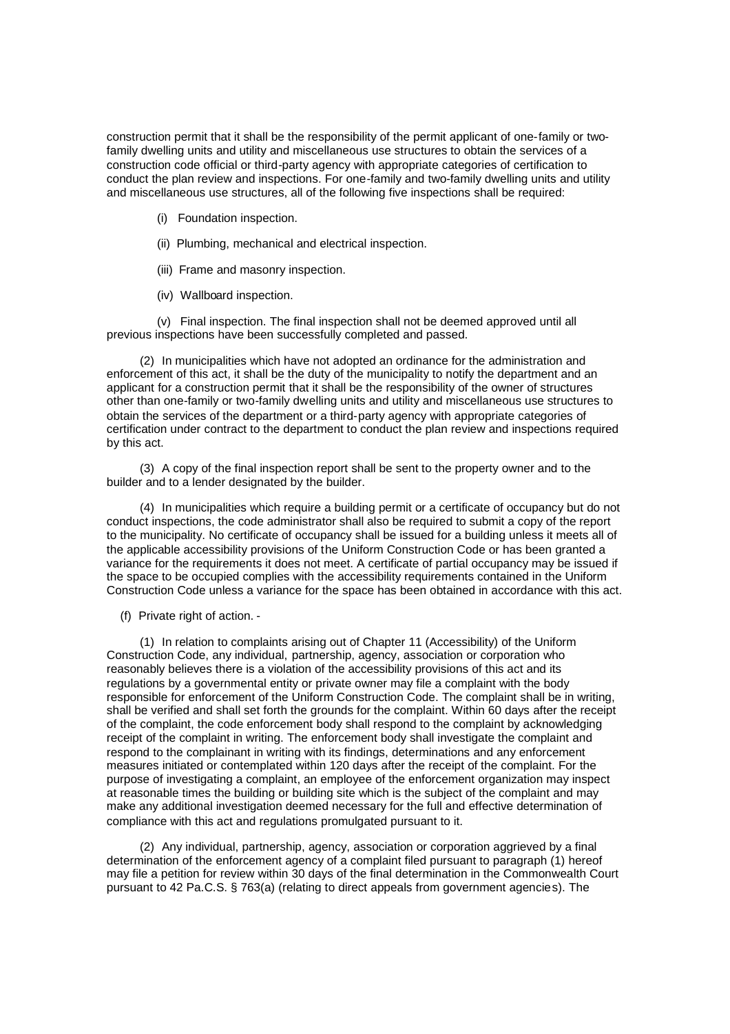construction permit that it shall be the responsibility of the permit applicant of one-family or two-family dwelling units and utility and miscellaneous use structures to obtain the services of a construction code official or third-party agency with appropriate categories of certification to conduct the plan review and inspections. For one-family and two-family dwelling units and utility and miscellaneous use structures, all of the following five inspections shall be required:

(i) Foundation inspection.

(ii) Plumbing, mechanical and electrical inspection.

(iii) Frame and masonry inspection.

(iv) Wallboard inspection.

(v) Final inspection. The final inspection shall not be deemed approved until all previous inspections have been successfully completed and passed.

(2) In municipalities which have not adopted an ordinance for the administration and enforcement of this act, it shall be the duty of the municipality to notify the department and an applicant for a construction permit that it shall be the responsibility of the owner of structures other than one-family or two-family dwelling units and utility and miscellaneous use structures to obtain the services of the department or a third-party agency with appropriate categories of certification under contract to the department to conduct the plan review and inspections required by this act.

(3) A copy of the final inspection report shall be sent to the property owner and to the builder and to a lender designated by the builder.

(4) In municipalities which require a building permit or a certificate of occupancy but do not conduct inspections, the code administrator shall also be required to submit a copy of the report to the municipality. No certificate of occupancy shall be issued for a building unless it meets all of the applicable accessibility provisions of the Uniform Construction Code or has been granted a variance for the requirements it does not meet. A certificate of partial occupancy may be issued if the space to be occupied complies with the accessibility requirements contained in the Uniform Construction Code unless a variance for the space has been obtained in accordance with this act.

(f) Private right of action. -

(1) In relation to complaints arising out of Chapter 11 (Accessibility) of the Uniform Construction Code, any individual, partnership, agency, association or corporation who reasonably believes there is a violation of the accessibility provisions of this act and its regulations by a governmental entity or private owner may file a complaint with the body responsible for enforcement of the Uniform Construction Code. The complaint shall be in writing, shall be verified and shall set forth the grounds for the complaint. Within 60 days after the receipt of the complaint, the code enforcement body shall respond to the complaint by acknowledging receipt of the complaint in writing. The enforcement body shall investigate the complaint and respond to the complainant in writing with its findings, determinations and any enforcement measures initiated or contemplated within 120 days after the receipt of the complaint. For the purpose of investigating a complaint, an employee of the enforcement organization may inspect at reasonable times the building or building site which is the subject of the complaint and may make any additional investigation deemed necessary for the full and effective determination of compliance with this act and regulations promulgated pursuant to it.

(2) Any individual, partnership, agency, association or corporation aggrieved by a final determination of the enforcement agency of a complaint filed pursuant to paragraph (1) hereof may file a petition for review within 30 days of the final determination in the Commonwealth Court pursuant to 42 Pa.C.S. § 763(a) (relating to direct appeals from government agencies). The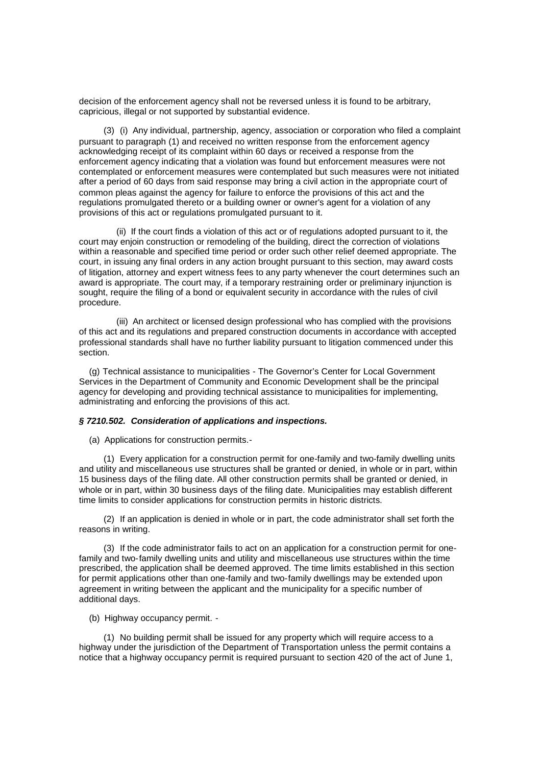decision of the enforcement agency shall not be reversed unless it is found to be arbitrary, capricious, illegal or not supported by substantial evidence.

(3) (i) Any individual, partnership, agency, association or corporation who filed a complaint pursuant to paragraph (1) and received no written response from the enforcement agency acknowledging receipt of its complaint within 60 days or received a response from the enforcement agency indicating that a violation was found but enforcement measures were not contemplated or enforcement measures were contemplated but such measures were not initiated after a period of 60 days from said response may bring a civil action in the appropriate court of common pleas against the agency for failure to enforce the provisions of this act and the regulations promulgated thereto or a building owner or owner's agent for a violation of any provisions of this act or regulations promulgated pursuant to it.

(ii) If the court finds a violation of this act or of regulations adopted pursuant to it, the court may enjoin construction or remodeling of the building, direct the correction of violations within a reasonable and specified time period or order such other relief deemed appropriate. The court, in issuing any final orders in any action brought pursuant to this section, may award costs of litigation, attorney and expert witness fees to any party whenever the court determines such an award is appropriate. The court may, if a temporary restraining order or preliminary injunction is sought, require the filing of a bond or equivalent security in accordance with the rules of civil procedure.

(iii) An architect or licensed design professional who has complied with the provisions of this act and its regulations and prepared construction documents in accordance with accepted professional standards shall have no further liability pursuant to litigation commenced under this section.

(g) Technical assistance to municipalities - The Governor's Center for Local Government Services in the Department of Community and Economic Development shall be the principal agency for developing and providing technical assistance to municipalities for implementing, administrating and enforcing the provisions of this act.

### *§ 7210.502. Consideration of applications and inspections.*

(a) Applications for construction permits.-

(1) Every application for a construction permit for one-family and two-family dwelling units and utility and miscellaneous use structures shall be granted or denied, in whole or in part, within 15 business days of the filing date. All other construction permits shall be granted or denied, in whole or in part, within 30 business days of the filing date. Municipalities may establish different time limits to consider applications for construction permits in historic districts.

(2) If an application is denied in whole or in part, the code administrator shall set forth the reasons in writing.

(3) If the code administrator fails to act on an application for a construction permit for one-family and two-family dwelling units and utility and miscellaneous use structures within the time prescribed, the application shall be deemed approved. The time limits established in this section for permit applications other than one-family and two-family dwellings may be extended upon agreement in writing between the applicant and the municipality for a specific number of additional days.

(b) Highway occupancy permit. -

(1) No building permit shall be issued for any property which will require access to a highway under the jurisdiction of the Department of Transportation unless the permit contains a notice that a highway occupancy permit is required pursuant to section 420 of the act of June 1,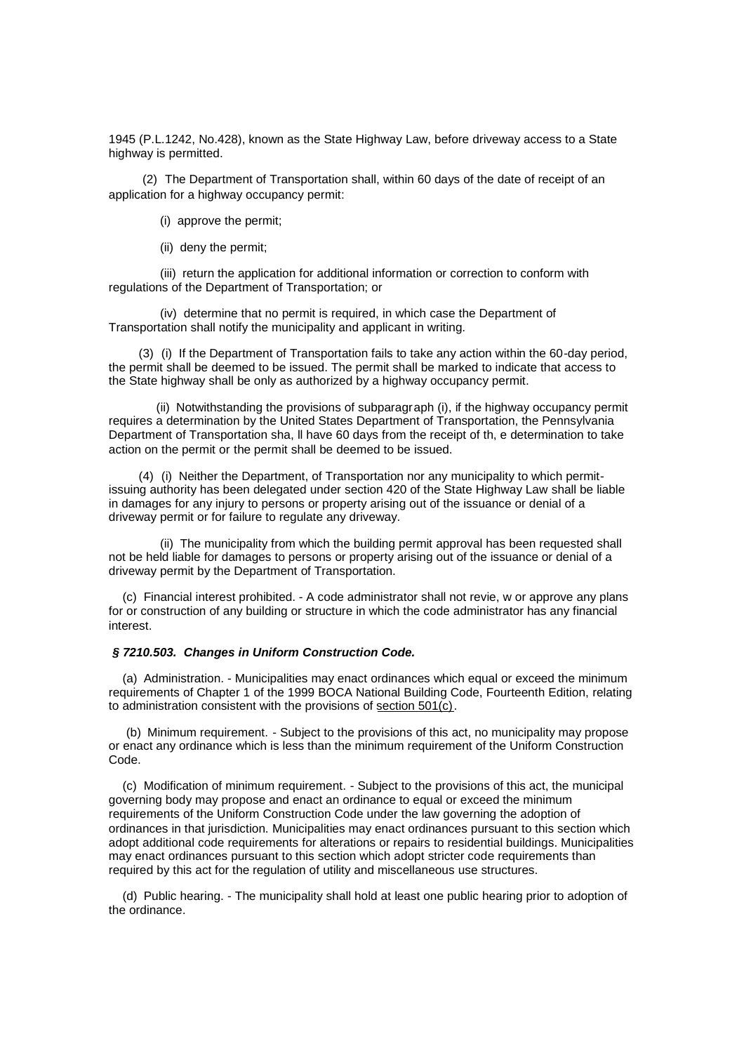1945 (P.L.1242, No.428), known as the State Highway Law, before driveway access to a State highway is permitted.

(2) The Department of Transportation shall, within 60 days of the date of receipt of an application for a highway occupancy permit:

(i) approve the permit;

(ii) deny the permit;

(iii) return the application for additional information or correction to conform with regulations of the Department of Transportation; or

(iv) determine that no permit is required, in which case the Department of Transportation shall notify the municipality and applicant in writing.

(3) (i) If the Department of Transportation fails to take any action within the 60-day period, the permit shall be deemed to be issued. The permit shall be marked to indicate that access to the State highway shall be only as authorized by a highway occupancy permit.

(ii) Notwithstanding the provisions of subparagraph (i), if the highway occupancy permit requires a determination by the United States Department of Transportation, the Pennsylvania Department of Transportation sha, ll have 60 days from the receipt of th, e determination to take action on the permit or the permit shall be deemed to be issued.

(4) (i) Neither the Department, of Transportation nor any municipality to which permit-issuing authority has been delegated under section 420 of the State Highway Law shall be liable in damages for any injury to persons or property arising out of the issuance or denial of a driveway permit or for failure to regulate any driveway.

(ii) The municipality from which the building permit approval has been requested shall not be held liable for damages to persons or property arising out of the issuance or denial of a driveway permit by the Department of Transportation.

(c) Financial interest prohibited. - A code administrator shall not revie, w or approve any plans for or construction of any building or structure in which the code administrator has any financial interest.

***§ 7210.503. Changes in Uniform Construction Code.***

(a) Administration. - Municipalities may enact ordinances which equal or exceed the minimum requirements of Chapter 1 of the 1999 BOCA National Building Code, Fourteenth Edition, relating to administration consistent with the provisions of section 501(c).

(b) Minimum requirement. - Subject to the provisions of this act, no municipality may propose or enact any ordinance which is less than the minimum requirement of the Uniform Construction Code.

(c) Modification of minimum requirement. - Subject to the provisions of this act, the municipal governing body may propose and enact an ordinance to equal or exceed the minimum requirements of the Uniform Construction Code under the law governing the adoption of ordinances in that jurisdiction. Municipalities may enact ordinances pursuant to this section which adopt additional code requirements for alterations or repairs to residential buildings. Municipalities may enact ordinances pursuant to this section which adopt stricter code requirements than required by this act for the regulation of utility and miscellaneous use structures.

(d) Public hearing. - The municipality shall hold at least one public hearing prior to adoption of the ordinance.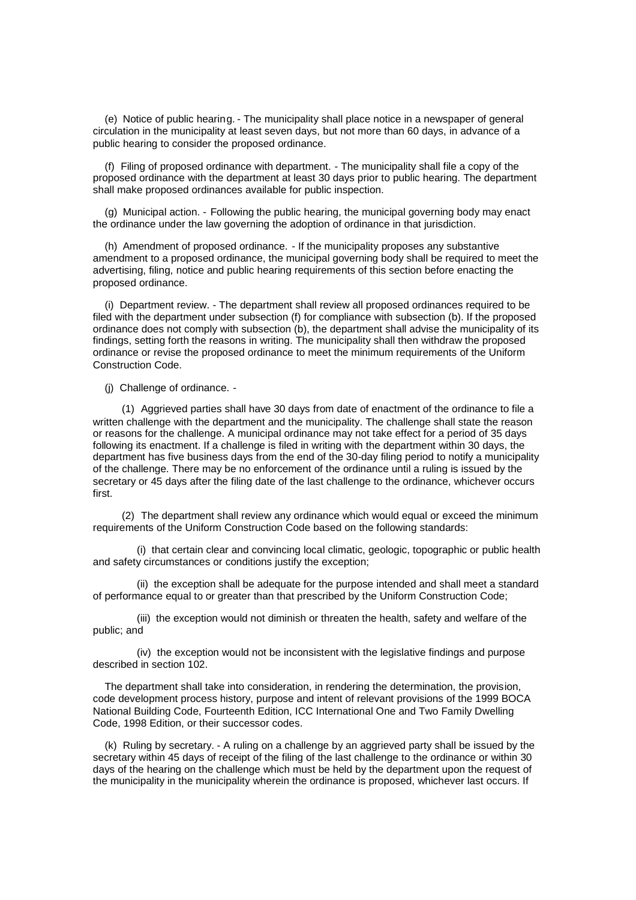(e) Notice of public hearing. - The municipality shall place notice in a newspaper of general circulation in the municipality at least seven days, but not more than 60 days, in advance of a public hearing to consider the proposed ordinance.

(f) Filing of proposed ordinance with department. - The municipality shall file a copy of the proposed ordinance with the department at least 30 days prior to public hearing. The department shall make proposed ordinances available for public inspection.

(g) Municipal action. - Following the public hearing, the municipal governing body may enact the ordinance under the law governing the adoption of ordinance in that jurisdiction.

(h) Amendment of proposed ordinance. - If the municipality proposes any substantive amendment to a proposed ordinance, the municipal governing body shall be required to meet the advertising, filing, notice and public hearing requirements of this section before enacting the proposed ordinance.

(i) Department review. - The department shall review all proposed ordinances required to be filed with the department under subsection (f) for compliance with subsection (b). If the proposed ordinance does not comply with subsection (b), the department shall advise the municipality of its findings, setting forth the reasons in writing. The municipality shall then withdraw the proposed ordinance or revise the proposed ordinance to meet the minimum requirements of the Uniform Construction Code.

(j) Challenge of ordinance. -

(1) Aggrieved parties shall have 30 days from date of enactment of the ordinance to file a written challenge with the department and the municipality. The challenge shall state the reason or reasons for the challenge. A municipal ordinance may not take effect for a period of 35 days following its enactment. If a challenge is filed in writing with the department within 30 days, the department has five business days from the end of the 30-day filing period to notify a municipality of the challenge. There may be no enforcement of the ordinance until a ruling is issued by the secretary or 45 days after the filing date of the last challenge to the ordinance, whichever occurs first.

(2) The department shall review any ordinance which would equal or exceed the minimum requirements of the Uniform Construction Code based on the following standards:

(i) that certain clear and convincing local climatic, geologic, topographic or public health and safety circumstances or conditions justify the exception;

(ii) the exception shall be adequate for the purpose intended and shall meet a standard of performance equal to or greater than that prescribed by the Uniform Construction Code;

(iii) the exception would not diminish or threaten the health, safety and welfare of the public; and

(iv) the exception would not be inconsistent with the legislative findings and purpose described in section 102.

The department shall take into consideration, in rendering the determination, the provision, code development process history, purpose and intent of relevant provisions of the 1999 BOCA National Building Code, Fourteenth Edition, ICC International One and Two Family Dwelling Code, 1998 Edition, or their successor codes.

(k) Ruling by secretary. - A ruling on a challenge by an aggrieved party shall be issued by the secretary within 45 days of receipt of the filing of the last challenge to the ordinance or within 30 days of the hearing on the challenge which must be held by the department upon the request of the municipality in the municipality wherein the ordinance is proposed, whichever last occurs. If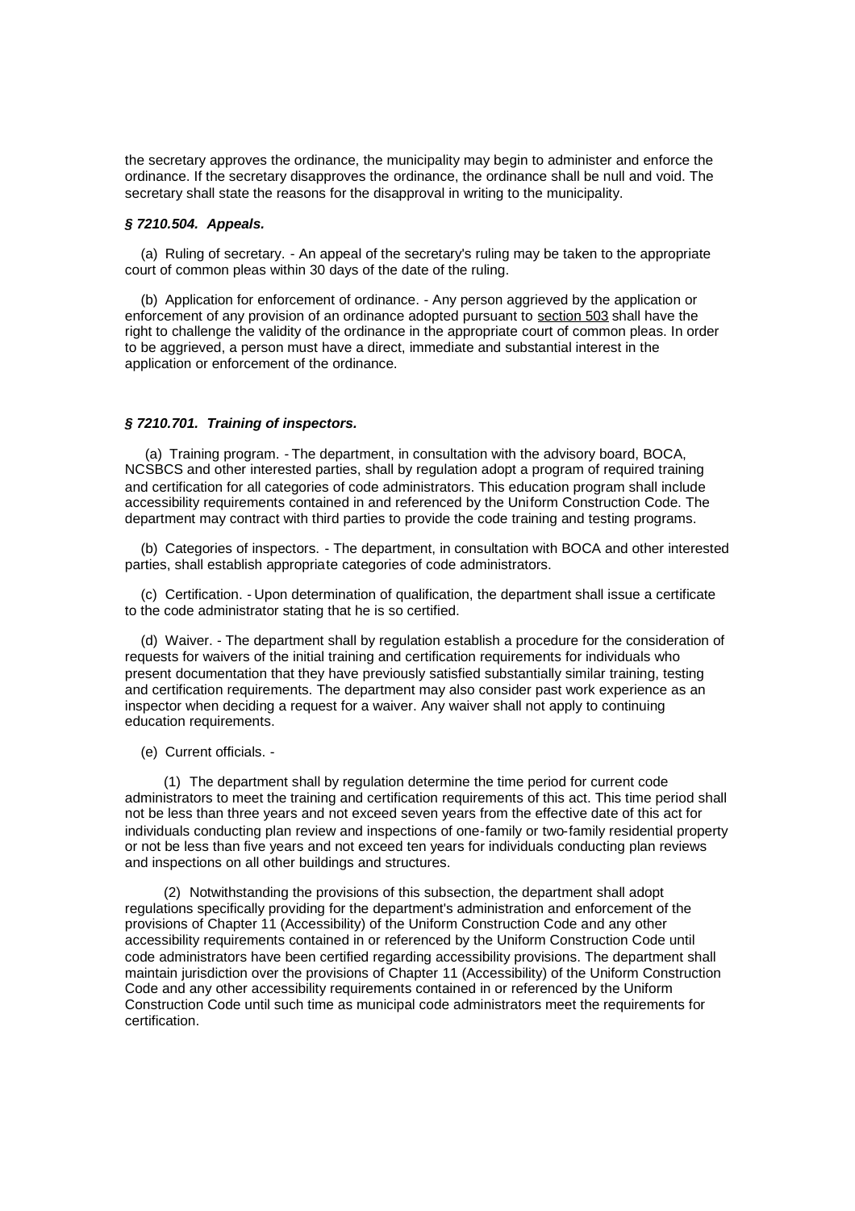the secretary approves the ordinance, the municipality may begin to administer and enforce the ordinance. If the secretary disapproves the ordinance, the ordinance shall be null and void. The secretary shall state the reasons for the disapproval in writing to the municipality.

### *§ 7210.504. Appeals.*

(a) Ruling of secretary. - An appeal of the secretary's ruling may be taken to the appropriate court of common pleas within 30 days of the date of the ruling.

(b) Application for enforcement of ordinance. - Any person aggrieved by the application or enforcement of any provision of an ordinance adopted pursuant to section 503 shall have the right to challenge the validity of the ordinance in the appropriate court of common pleas. In order to be aggrieved, a person must have a direct, immediate and substantial interest in the application or enforcement of the ordinance.

### *§ 7210.701. Training of inspectors.*

(a) Training program. - The department, in consultation with the advisory board, BOCA, NCSBCS and other interested parties, shall by regulation adopt a program of required training and certification for all categories of code administrators. This education program shall include accessibility requirements contained in and referenced by the Uniform Construction Code. The department may contract with third parties to provide the code training and testing programs.

(b) Categories of inspectors. - The department, in consultation with BOCA and other interested parties, shall establish appropriate categories of code administrators.

(c) Certification. - Upon determination of qualification, the department shall issue a certificate to the code administrator stating that he is so certified.

(d) Waiver. - The department shall by regulation establish a procedure for the consideration of requests for waivers of the initial training and certification requirements for individuals who present documentation that they have previously satisfied substantially similar training, testing and certification requirements. The department may also consider past work experience as an inspector when deciding a request for a waiver. Any waiver shall not apply to continuing education requirements.

(e) Current officials. -

(1) The department shall by regulation determine the time period for current code administrators to meet the training and certification requirements of this act. This time period shall not be less than three years and not exceed seven years from the effective date of this act for individuals conducting plan review and inspections of one-family or two-family residential property or not be less than five years and not exceed ten years for individuals conducting plan reviews and inspections on all other buildings and structures.

(2) Notwithstanding the provisions of this subsection, the department shall adopt regulations specifically providing for the department's administration and enforcement of the provisions of Chapter 11 (Accessibility) of the Uniform Construction Code and any other accessibility requirements contained in or referenced by the Uniform Construction Code until code administrators have been certified regarding accessibility provisions. The department shall maintain jurisdiction over the provisions of Chapter 11 (Accessibility) of the Uniform Construction Code and any other accessibility requirements contained in or referenced by the Uniform Construction Code until such time as municipal code administrators meet the requirements for certification.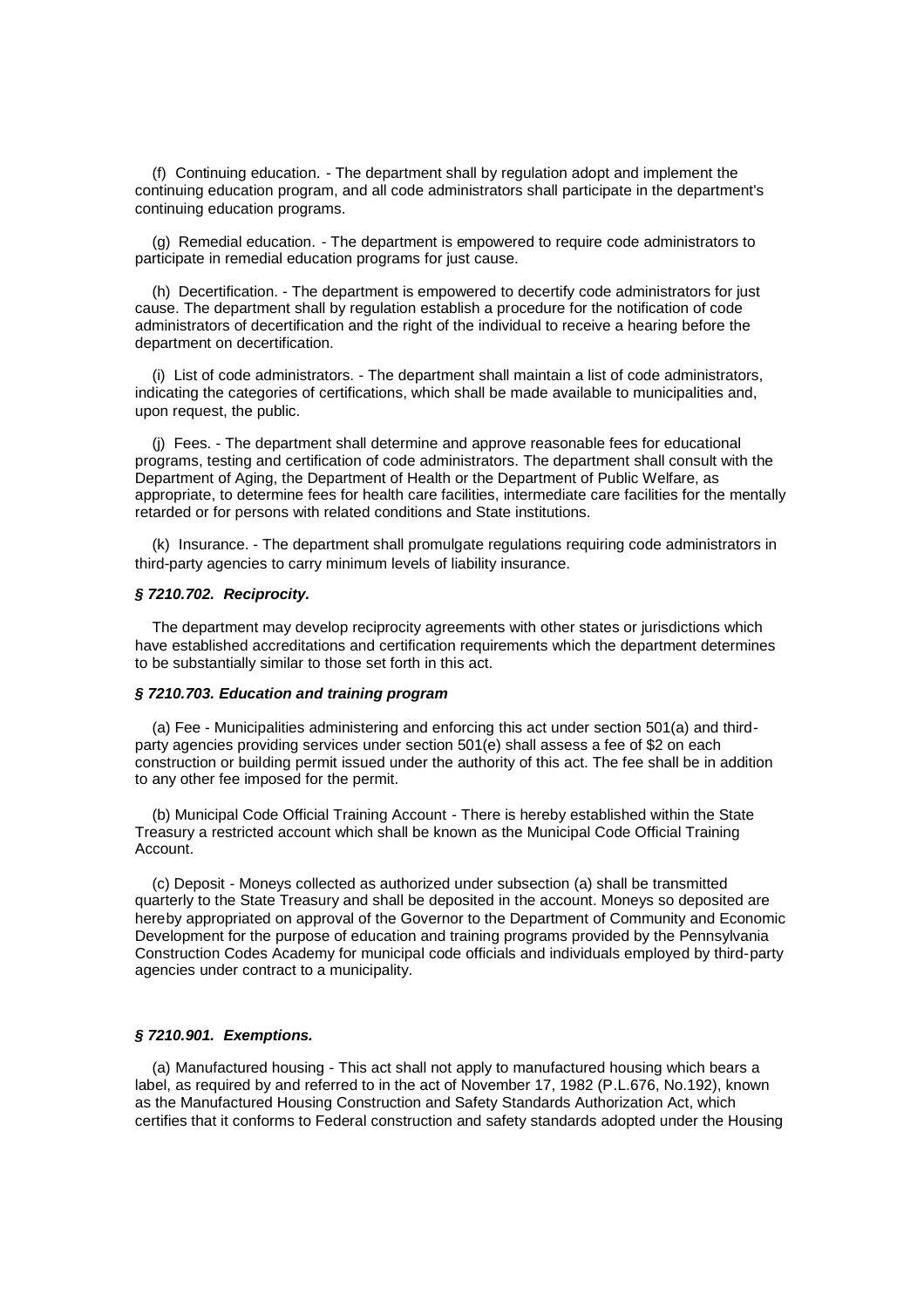(f) Continuing education. - The department shall by regulation adopt and implement the continuing education program, and all code administrators shall participate in the department's continuing education programs.

(g) Remedial education. - The department is empowered to require code administrators to participate in remedial education programs for just cause.

(h) Decertification. - The department is empowered to decertify code administrators for just cause. The department shall by regulation establish a procedure for the notification of code administrators of decertification and the right of the individual to receive a hearing before the department on decertification.

(i) List of code administrators. - The department shall maintain a list of code administrators, indicating the categories of certifications, which shall be made available to municipalities and, upon request, the public.

(j) Fees. - The department shall determine and approve reasonable fees for educational programs, testing and certification of code administrators. The department shall consult with the Department of Aging, the Department of Health or the Department of Public Welfare, as appropriate, to determine fees for health care facilities, intermediate care facilities for the mentally retarded or for persons with related conditions and State institutions.

(k) Insurance. - The department shall promulgate regulations requiring code administrators in third-party agencies to carry minimum levels of liability insurance.

***§ 7210.702. Reciprocity.***

The department may develop reciprocity agreements with other states or jurisdictions which have established accreditations and certification requirements which the department determines to be substantially similar to those set forth in this act.

***§ 7210.703. Education and training program***

(a) Fee - Municipalities administering and enforcing this act under section 501(a) and third-party agencies providing services under section 501(e) shall assess a fee of $2 on each construction or building permit issued under the authority of this act. The fee shall be in addition to any other fee imposed for the permit.

(b) Municipal Code Official Training Account - There is hereby established within the State Treasury a restricted account which shall be known as the Municipal Code Official Training Account.

(c) Deposit - Moneys collected as authorized under subsection (a) shall be transmitted quarterly to the State Treasury and shall be deposited in the account. Moneys so deposited are hereby appropriated on approval of the Governor to the Department of Community and Economic Development for the purpose of education and training programs provided by the Pennsylvania Construction Codes Academy for municipal code officials and individuals employed by third-party agencies under contract to a municipality.

***§ 7210.901. Exemptions.***

(a) Manufactured housing - This act shall not apply to manufactured housing which bears a label, as required by and referred to in the act of November 17, 1982 (P.L.676, No.192), known as the Manufactured Housing Construction and Safety Standards Authorization Act, which certifies that it conforms to Federal construction and safety standards adopted under the Housing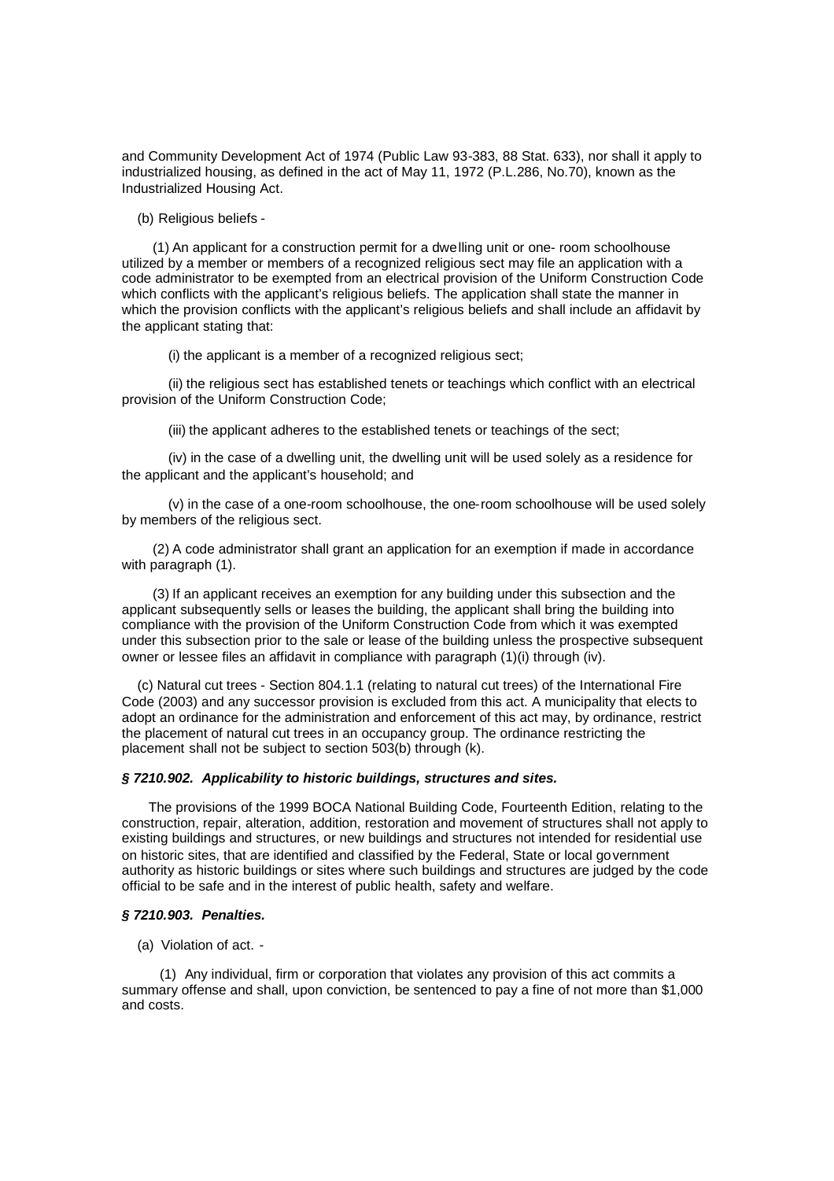and Community Development Act of 1974 (Public Law 93-383, 88 Stat. 633), nor shall it apply to industrialized housing, as defined in the act of May 11, 1972 (P.L.286, No.70), known as the Industrialized Housing Act.

(b) Religious beliefs -

(1) An applicant for a construction permit for a dwelling unit or one- room schoolhouse utilized by a member or members of a recognized religious sect may file an application with a code administrator to be exempted from an electrical provision of the Uniform Construction Code which conflicts with the applicant's religious beliefs. The application shall state the manner in which the provision conflicts with the applicant's religious beliefs and shall include an affidavit by the applicant stating that:

(i) the applicant is a member of a recognized religious sect;

(ii) the religious sect has established tenets or teachings which conflict with an electrical provision of the Uniform Construction Code;

(iii) the applicant adheres to the established tenets or teachings of the sect;

(iv) in the case of a dwelling unit, the dwelling unit will be used solely as a residence for the applicant and the applicant's household; and

(v) in the case of a one-room schoolhouse, the one-room schoolhouse will be used solely by members of the religious sect.

(2) A code administrator shall grant an application for an exemption if made in accordance with paragraph (1).

(3) If an applicant receives an exemption for any building under this subsection and the applicant subsequently sells or leases the building, the applicant shall bring the building into compliance with the provision of the Uniform Construction Code from which it was exempted under this subsection prior to the sale or lease of the building unless the prospective subsequent owner or lessee files an affidavit in compliance with paragraph (1)(i) through (iv).

(c) Natural cut trees - Section 804.1.1 (relating to natural cut trees) of the International Fire Code (2003) and any successor provision is excluded from this act. A municipality that elects to adopt an ordinance for the administration and enforcement of this act may, by ordinance, restrict the placement of natural cut trees in an occupancy group. The ordinance restricting the placement shall not be subject to section 503(b) through (k).

#### *§ 7210.902. Applicability to historic buildings, structures and sites.*

The provisions of the 1999 BOCA National Building Code, Fourteenth Edition, relating to the construction, repair, alteration, addition, restoration and movement of structures shall not apply to existing buildings and structures, or new buildings and structures not intended for residential use on historic sites, that are identified and classified by the Federal, State or local government authority as historic buildings or sites where such buildings and structures are judged by the code official to be safe and in the interest of public health, safety and welfare.

#### *§ 7210.903. Penalties.*

(a) Violation of act. -

(1) Any individual, firm or corporation that violates any provision of this act commits a summary offense and shall, upon conviction, be sentenced to pay a fine of not more than $1,000 and costs.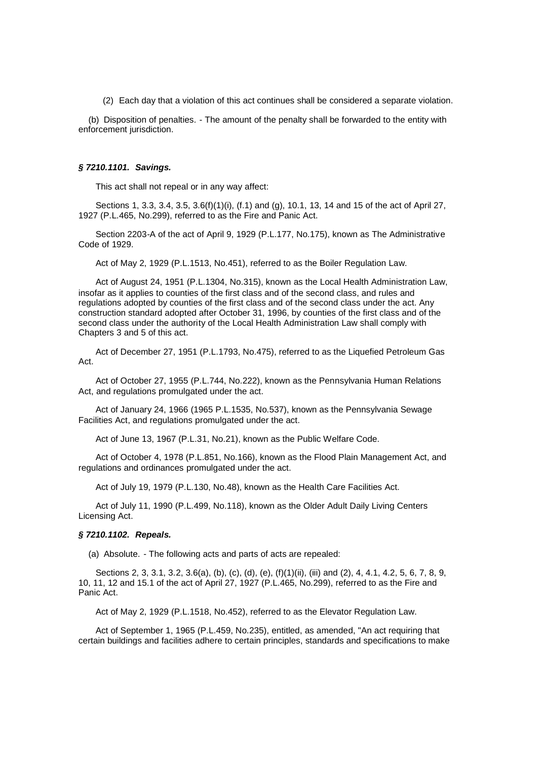(2) Each day that a violation of this act continues shall be considered a separate violation.

(b) Disposition of penalties. - The amount of the penalty shall be forwarded to the entity with enforcement jurisdiction.

### *§ 7210.1101. Savings.*

This act shall not repeal or in any way affect:

Sections 1, 3.3, 3.4, 3.5, 3.6(f)(1)(i), (f.1) and (g), 10.1, 13, 14 and 15 of the act of April 27, 1927 (P.L.465, No.299), referred to as the Fire and Panic Act.

Section 2203-A of the act of April 9, 1929 (P.L.177, No.175), known as The Administrative Code of 1929.

Act of May 2, 1929 (P.L.1513, No.451), referred to as the Boiler Regulation Law.

Act of August 24, 1951 (P.L.1304, No.315), known as the Local Health Administration Law, insofar as it applies to counties of the first class and of the second class, and rules and regulations adopted by counties of the first class and of the second class under the act. Any construction standard adopted after October 31, 1996, by counties of the first class and of the second class under the authority of the Local Health Administration Law shall comply with Chapters 3 and 5 of this act.

Act of December 27, 1951 (P.L.1793, No.475), referred to as the Liquefied Petroleum Gas Act.

Act of October 27, 1955 (P.L.744, No.222), known as the Pennsylvania Human Relations Act, and regulations promulgated under the act.

Act of January 24, 1966 (1965 P.L.1535, No.537), known as the Pennsylvania Sewage Facilities Act, and regulations promulgated under the act.

Act of June 13, 1967 (P.L.31, No.21), known as the Public Welfare Code.

Act of October 4, 1978 (P.L.851, No.166), known as the Flood Plain Management Act, and regulations and ordinances promulgated under the act.

Act of July 19, 1979 (P.L.130, No.48), known as the Health Care Facilities Act.

Act of July 11, 1990 (P.L.499, No.118), known as the Older Adult Daily Living Centers Licensing Act.

### *§ 7210.1102. Repeals.*

(a) Absolute. - The following acts and parts of acts are repealed:

Sections 2, 3, 3.1, 3.2, 3.6(a), (b), (c), (d), (e), (f)(1)(ii), (iii) and (2), 4, 4.1, 4.2, 5, 6, 7, 8, 9, 10, 11, 12 and 15.1 of the act of April 27, 1927 (P.L.465, No.299), referred to as the Fire and Panic Act.

Act of May 2, 1929 (P.L.1518, No.452), referred to as the Elevator Regulation Law.

Act of September 1, 1965 (P.L.459, No.235), entitled, as amended, "An act requiring that certain buildings and facilities adhere to certain principles, standards and specifications to make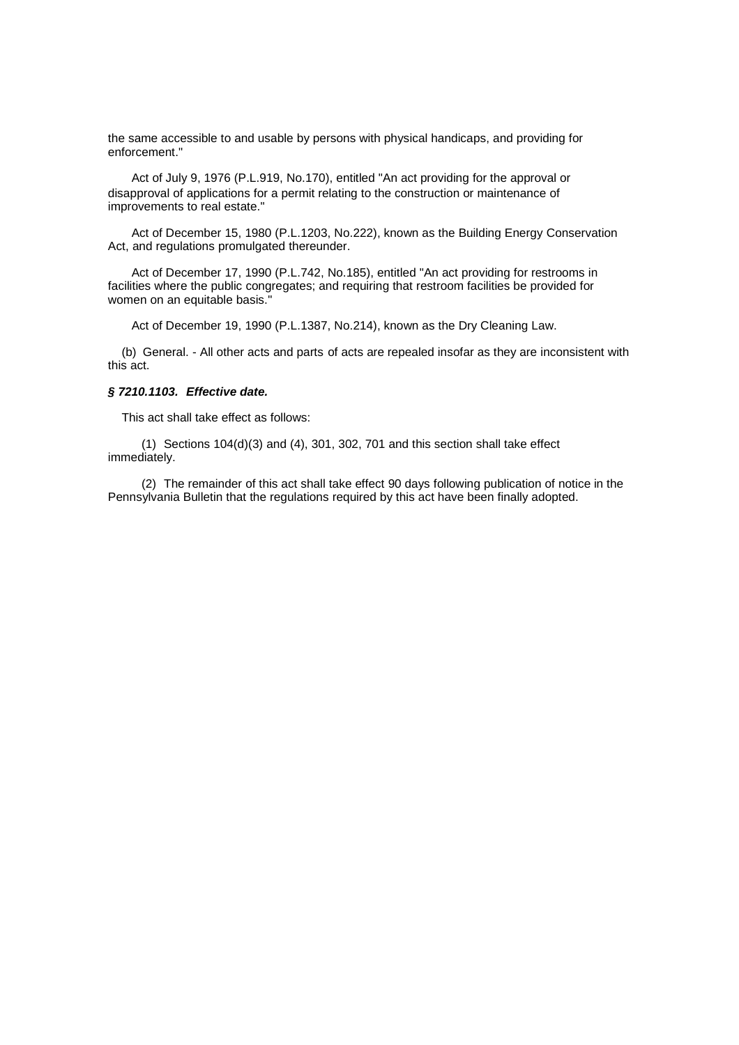the same accessible to and usable by persons with physical handicaps, and providing for enforcement."

Act of July 9, 1976 (P.L.919, No.170), entitled "An act providing for the approval or disapproval of applications for a permit relating to the construction or maintenance of improvements to real estate."

Act of December 15, 1980 (P.L.1203, No.222), known as the Building Energy Conservation Act, and regulations promulgated thereunder.

Act of December 17, 1990 (P.L.742, No.185), entitled "An act providing for restrooms in facilities where the public congregates; and requiring that restroom facilities be provided for women on an equitable basis."

Act of December 19, 1990 (P.L.1387, No.214), known as the Dry Cleaning Law.

(b) General. - All other acts and parts of acts are repealed insofar as they are inconsistent with this act.

***§ 7210.1103. Effective date.***

This act shall take effect as follows:

(1) Sections 104(d)(3) and (4), 301, 302, 701 and this section shall take effect immediately.

(2) The remainder of this act shall take effect 90 days following publication of notice in the Pennsylvania Bulletin that the regulations required by this act have been finally adopted.